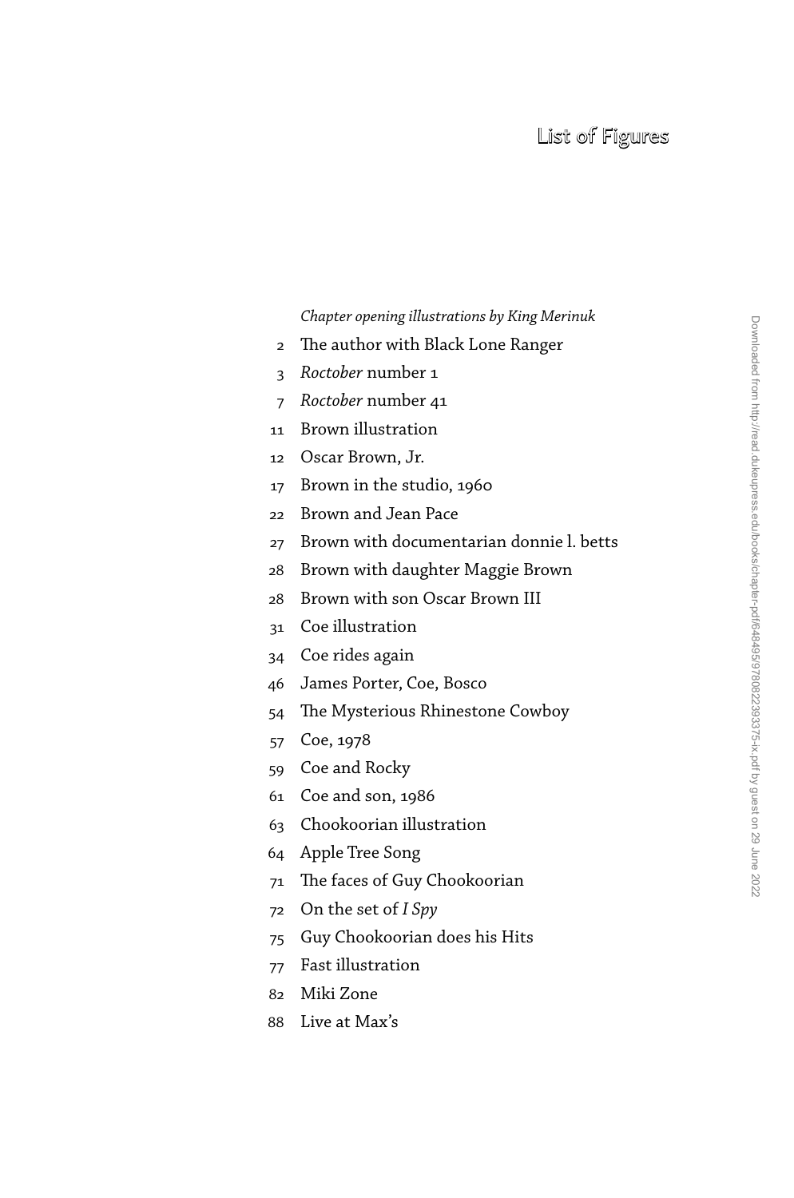# List of Figures

*Chapter opening illustrations by King Merinuk*

2 The author with Black Lone Ranger
3 *Roctober* number 1
7 *Roctober* number 41
11 Brown illustration
12 Oscar Brown, Jr.
17 Brown in the studio, 1960
22 Brown and Jean Pace
27 Brown with documentarian donnie l. betts
28 Brown with daughter Maggie Brown
28 Brown with son Oscar Brown III
31 Coe illustration
34 Coe rides again
46 James Porter, Coe, Bosco
54 The Mysterious Rhinestone Cowboy
57 Coe, 1978
59 Coe and Rocky
61 Coe and son, 1986
63 Chookoorian illustration
64 Apple Tree Song
71 The faces of Guy Chookoorian
72 On the set of *I Spy*
75 Guy Chookoorian does his Hits
77 Fast illustration
82 Miki Zone
88 Live at Max's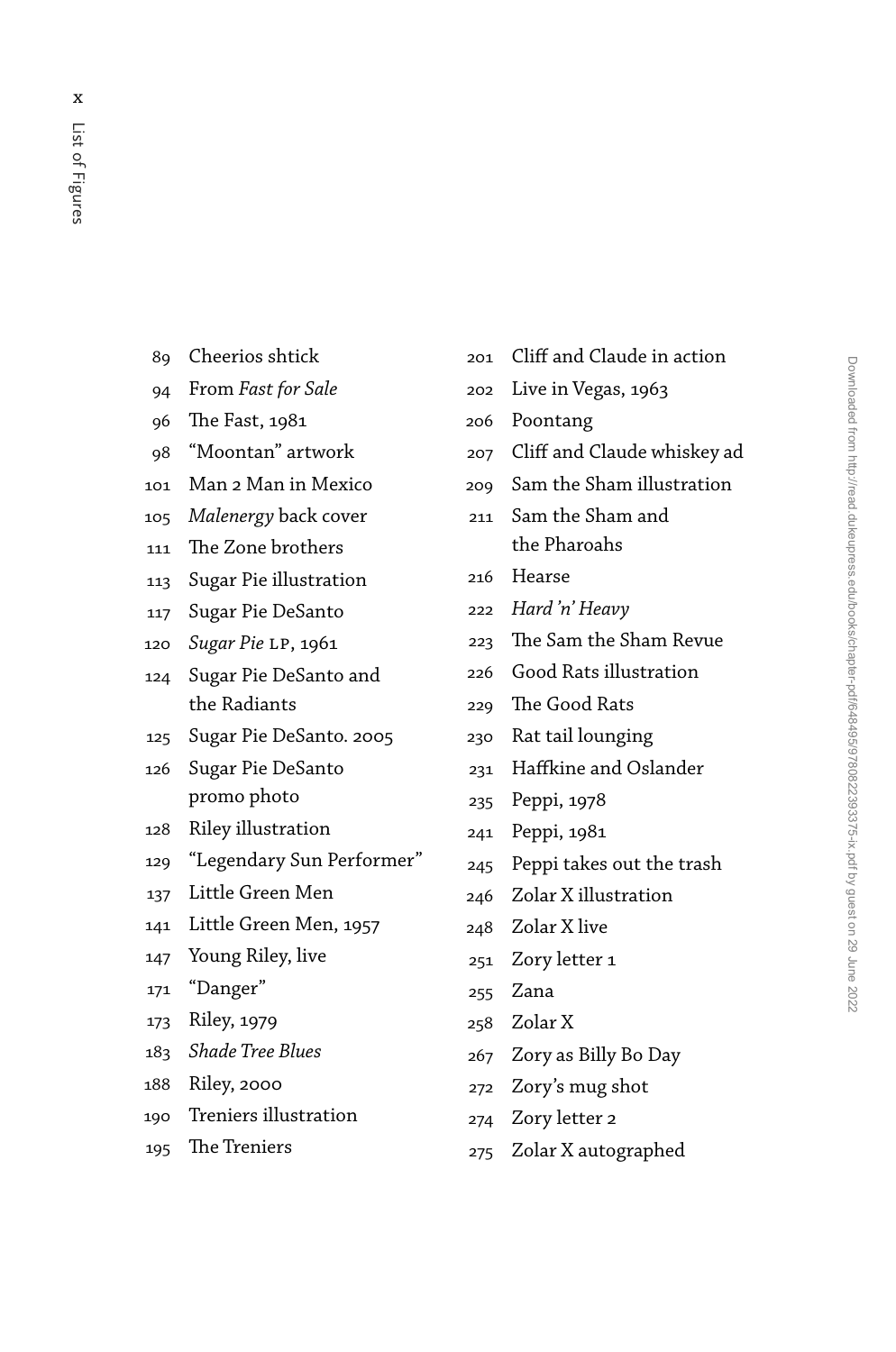89 Cheerios shtick
94 From *Fast for Sale*
96 The Fast, 1981
98 “Moontan” artwork
101 Man 2 Man in Mexico
105 *Malenergy* back cover
111 The Zone brothers
113 Sugar Pie illustration
117 Sugar Pie DeSanto
120 *Sugar Pie* LP, 1961
124 Sugar Pie DeSanto and the Radiants
125 Sugar Pie DeSanto. 2005
126 Sugar Pie DeSanto promo photo
128 Riley illustration
129 “Legendary Sun Performer”
137 Little Green Men
141 Little Green Men, 1957
147 Young Riley, live
171 “Danger”
173 Riley, 1979
183 *Shade Tree Blues*
188 Riley, 2000
190 Treniers illustration
195 The Treniers
201 Cliff and Claude in action
202 Live in Vegas, 1963
206 Poontang
207 Cliff and Claude whiskey ad
209 Sam the Sham illustration
211 Sam the Sham and the Pharoahs
216 Hearse
222 *Hard ’n’ Heavy*
223 The Sam the Sham Revue
226 Good Rats illustration
229 The Good Rats
230 Rat tail lounging
231 Haffkine and Oslander
235 Peppi, 1978
241 Peppi, 1981
245 Peppi takes out the trash
246 Zolar X illustration
248 Zolar X live
251 Zory letter 1
255 Zana
258 Zolar X
267 Zory as Billy Bo Day
272 Zory’s mug shot
274 Zory letter 2
275 Zolar X autographed